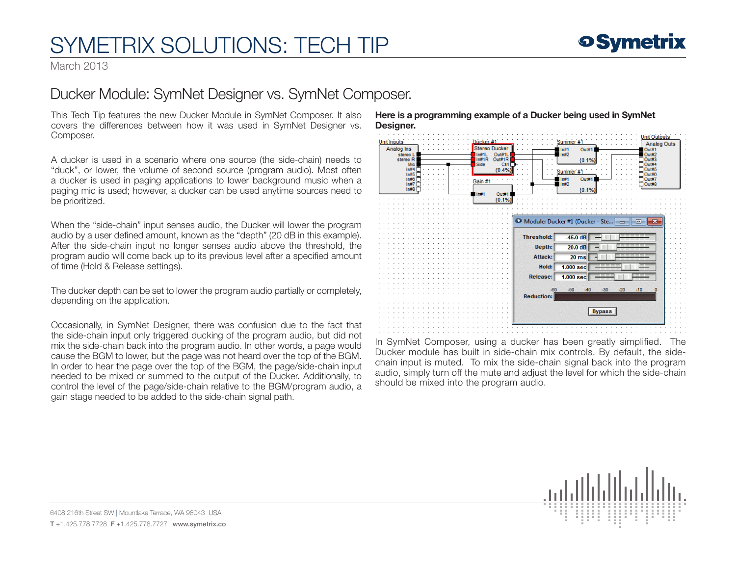# SYMETRIX SOLUTIONS: TECH TIP

March 2013

## Ducker Module: SymNet Designer vs. SymNet Composer.

This Tech Tip features the new Ducker Module in SymNet Composer. It also covers the differences between how it was used in SymNet Designer vs. Composer.

A ducker is used in a scenario where one source (the side-chain) needs to "duck", or lower, the volume of second source (program audio). Most often a ducker is used in paging applications to lower background music when a paging mic is used; however, a ducker can be used anytime sources need to be prioritized.

When the "side-chain" input senses audio, the Ducker will lower the program audio by a user defined amount, known as the "depth" (20 dB in this example). After the side-chain input no longer senses audio above the threshold, the program audio will come back up to its previous level after a specified amount of time (Hold & Release settings).

The ducker depth can be set to lower the program audio partially or completely, depending on the application.

Occasionally, in SymNet Designer, there was confusion due to the fact that the side-chain input only triggered ducking of the program audio, but did not mix the side-chain back into the program audio. In other words, a page would cause the BGM to lower, but the page was not heard over the top of the BGM. In order to hear the page over the top of the BGM, the page/side-chain input needed to be mixed or summed to the output of the Ducker. Additionally, to control the level of the page/side-chain relative to the BGM/program audio, a gain stage needed to be added to the side-chain signal path.

**Here is a programming example of a Ducker being used in SymNet Designer.**

Unit Inputs
Analog Ins
stereo L
stereo R
Mic
In#4
In#5
In#6
In#7
In#8

Ducker #1
Stereo Ducker
In#1L Out#1L
In#1R Out#1R
Side Ctrl
{0.4%}

Gain #1
In#1 Out#1
{0.1%}

Summer #1
In#1 Out#1
In#2
{0.1%}

Summer #1
In#1 Out#1
In#2
{0.1%}

Unit Outputs
Analog Outs
Out#1
Out#2
Out#3
Out#4
Out#5
Out#6
Out#7
Out#8

Module: Ducker #1 (Ducker - Ste...
Threshold: -45.0 dB
Depth: 20.0 dB
Attack: 20 ms
Hold: 1.000 sec
Release: 1.000 sec
-60 -50 -40 -30 -20 -10 0
Reduction:
Bypass

In SymNet Composer, using a ducker has been greatly simplified. The Ducker module has built in side-chain mix controls. By default, the side-chain input is muted. To mix the side-chain signal back into the program audio, simply turn off the mute and adjust the level for which the side-chain should be mixed into the program audio.

6408 216th Street SW | Mountlake Terrace, WA 98043 USA
**T** +1.425.778.7728 **F** +1.425.778.7727 | **www.symetrix.co**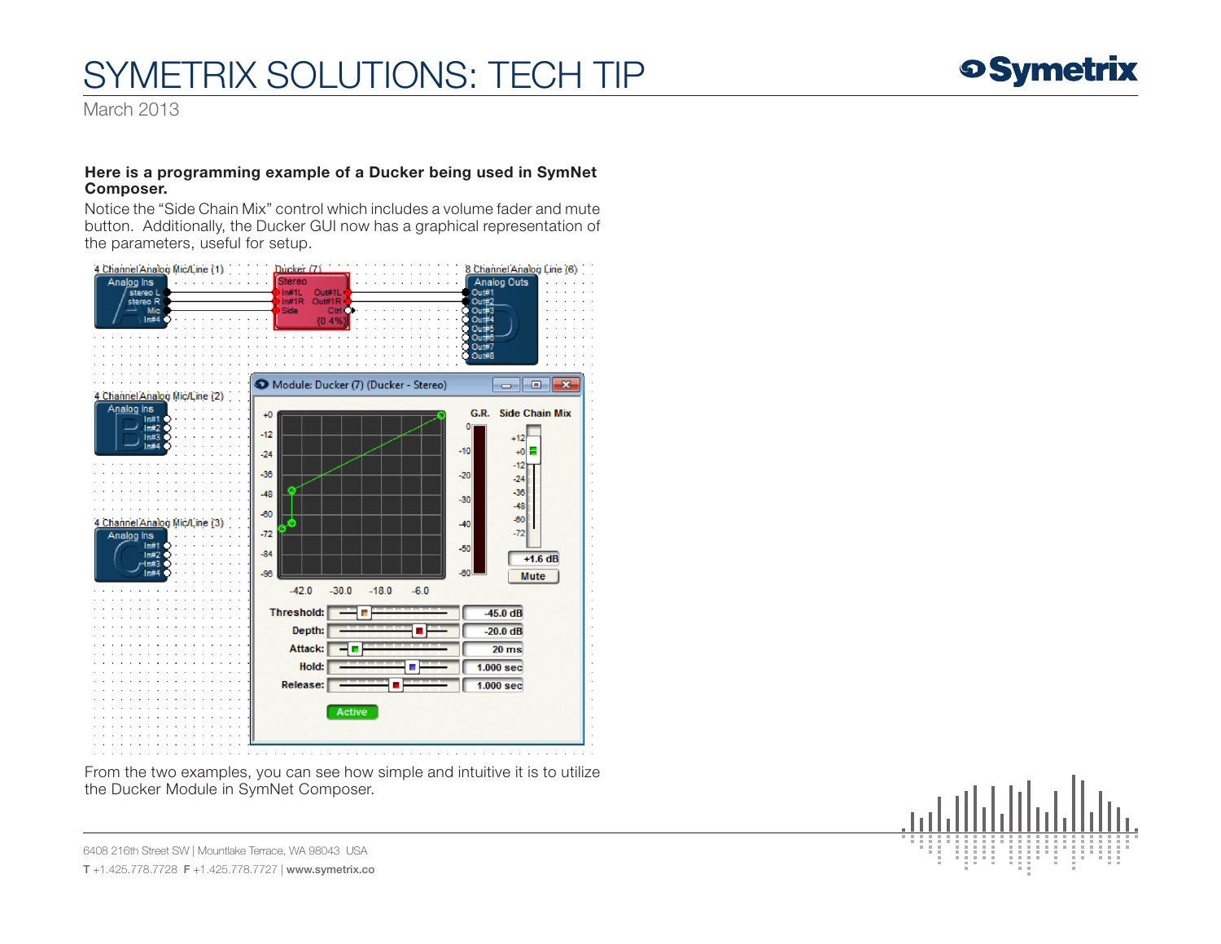**Here is a programming example of a Ducker being used in SymNet Composer.**

Notice the "Side Chain Mix" control which includes a volume fader and mute button. Additionally, the Ducker GUI now has a graphical representation of the parameters, useful for setup.

4 Channel Analog Mic/Line (1)
Analog Ins
stereo L
stereo R
Mic
In#4

Ducker (7)
Stereo
In#1L
In#1R
Side
Out#1L
Out#1R
Ctrl
(0.4%)

8 Channel Analog Line (6)
Analog Outs
Out#1
Out#2
Out#3
Out#4
Out#5
Out#6
Out#7
Out#8

4 Channel Analog Mic/Line (2)
Analog Ins
In#1
In#2
In#3
In#4

4 Channel Analog Mic/Line (3)
Analog Ins
In#1
In#2
In#3
In#4

Module: Ducker (7) (Ducker - Stereo)

+0
-12
-24
-36
-48
-60
-72
-84
-96

-42.0
-30.0
-18.0
-6.0

G.R.
0
-10
-20
-30
-40
-50
-60

Side Chain Mix
+12
+0
-12
-24
-36
-48
-60
-72
+1.6 dB
Mute

Threshold: -45.0 dB
Depth: -20.0 dB
Attack: 20 ms
Hold: 1.000 sec
Release: 1.000 sec

Active

From the two examples, you can see how simple and intuitive it is to utilize the Ducker Module in SymNet Composer.